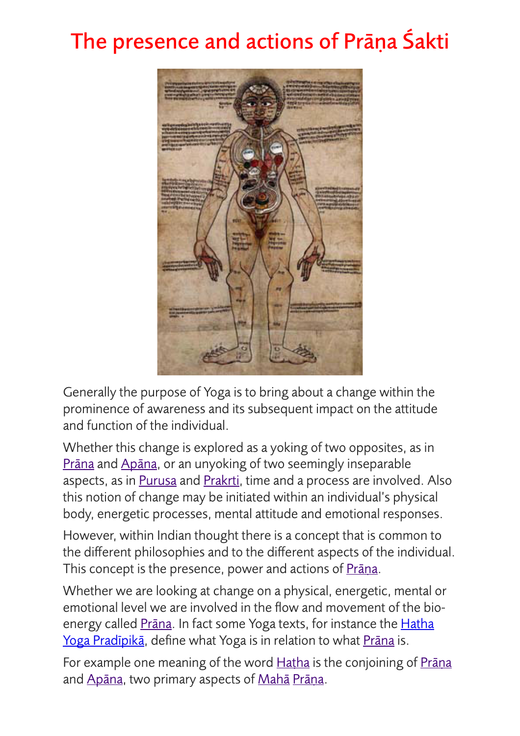# The presence and actions of Prāṇa Śakti

Generally the purpose of Yoga is to bring about a change within the prominence of awareness and its subsequent impact on the attitude and function of the individual.

Whether this change is explored as a yoking of two opposites, as in Prāṇa and Apāna, or an unyoking of two seemingly inseparable aspects, as in Purusa and Prakrti, time and a process are involved. Also this notion of change may be initiated within an individual's physical body, energetic processes, mental attitude and emotional responses.

However, within Indian thought there is a concept that is common to the different philosophies and to the different aspects of the individual. This concept is the presence, power and actions of Prāṇa.

Whether we are looking at change on a physical, energetic, mental or emotional level we are involved in the flow and movement of the bio-energy called Prāṇa. In fact some Yoga texts, for instance the Hatha Yoga Pradīpikā, define what Yoga is in relation to what Prāṇa is.

For example one meaning of the word Haṭha is the conjoining of Prāṇa and Apāna, two primary aspects of Mahā Prāṇa.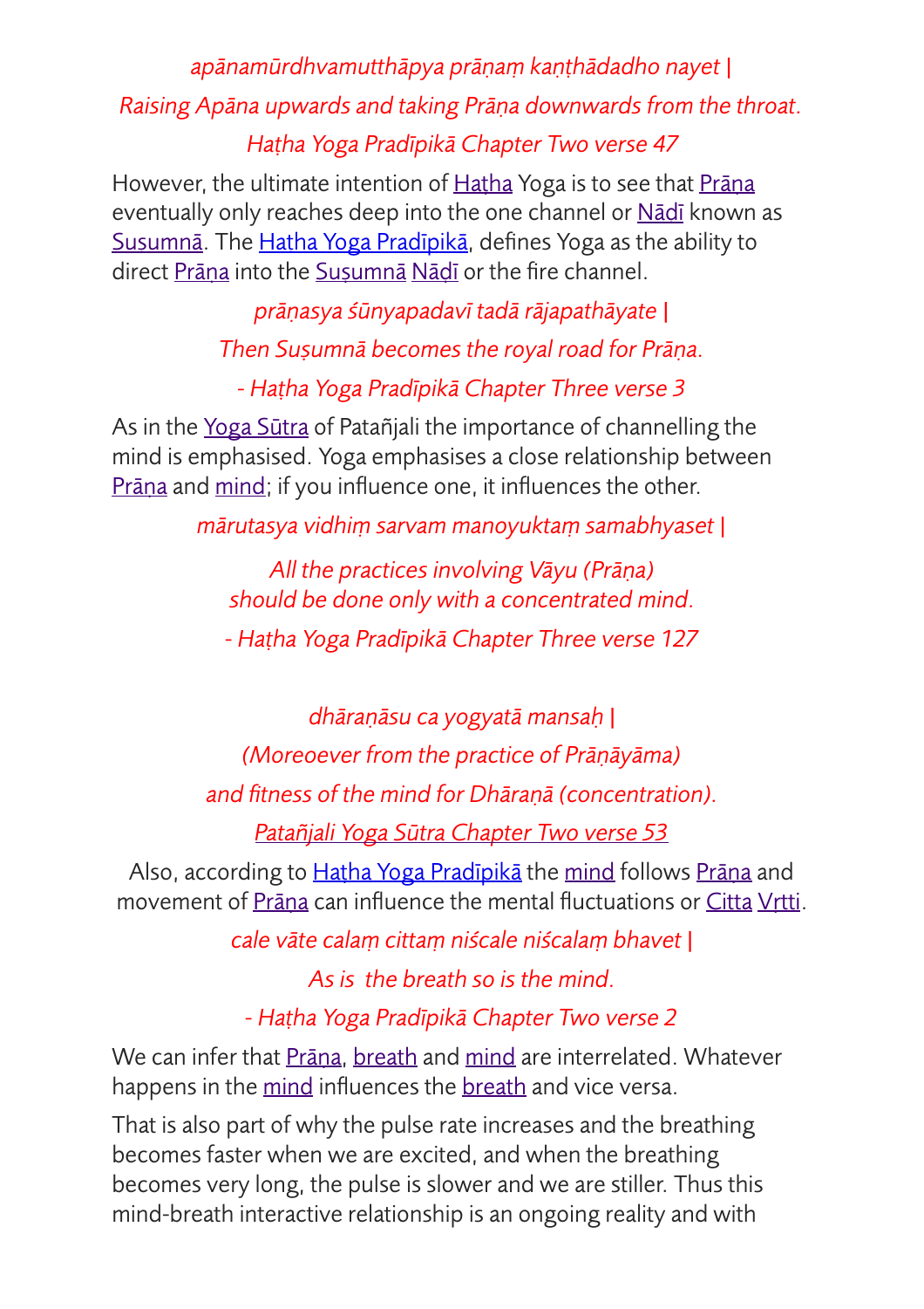*apānamūrdhvamutthāpya prāṇaṃ kaṇṭhādadho nayet |*

*Raising Apāna upwards and taking Prāṇa downwards from the throat.*

*Haṭha Yoga Pradīpikā Chapter Two verse 47*

However, the ultimate intention of Haṭha Yoga is to see that Prāṇa eventually only reaches deep into the one channel or Nāḍī known as Suṣumnā. The Haṭha Yoga Pradīpikā, defines Yoga as the ability to direct Prāṇa into the Suṣumnā Nāḍī or the fire channel.

*prāṇasya śūnyapadavī tadā rājapathāyate |*

*Then Suṣumnā becomes the royal road for Prāṇa.*

*- Haṭha Yoga Pradīpikā Chapter Three verse 3*

As in the Yoga Sūtra of Patañjali the importance of channelling the mind is emphasised. Yoga emphasises a close relationship between Prāṇa and mind; if you influence one, it influences the other.

*mārutasya vidhiṃ sarvam manoyuktaṃ samabhyaset |*

*All the practices involving Vāyu (Prāṇa)*
*should be done only with a concentrated mind.*

*- Haṭha Yoga Pradīpikā Chapter Three verse 127*

*dhāraṇāsu ca yogyatā mansaḥ |*

*(Moreoever from the practice of Prāṇāyāma)*

*and fitness of the mind for Dhāraṇā (concentration).*

*Patañjali Yoga Sūtra Chapter Two verse 53*

Also, according to Haṭha Yoga Pradīpikā the mind follows Prāṇa and movement of Prāṇa can influence the mental fluctuations or Citta Vṛtti.

*cale vāte calaṃ cittaṃ niścale niścalaṃ bhavet |*

*As is the breath so is the mind.*

*- Haṭha Yoga Pradīpikā Chapter Two verse 2*

We can infer that Prāṇa, breath and mind are interrelated. Whatever happens in the mind influences the breath and vice versa.

That is also part of why the pulse rate increases and the breathing becomes faster when we are excited, and when the breathing becomes very long, the pulse is slower and we are stiller. Thus this mind-breath interactive relationship is an ongoing reality and with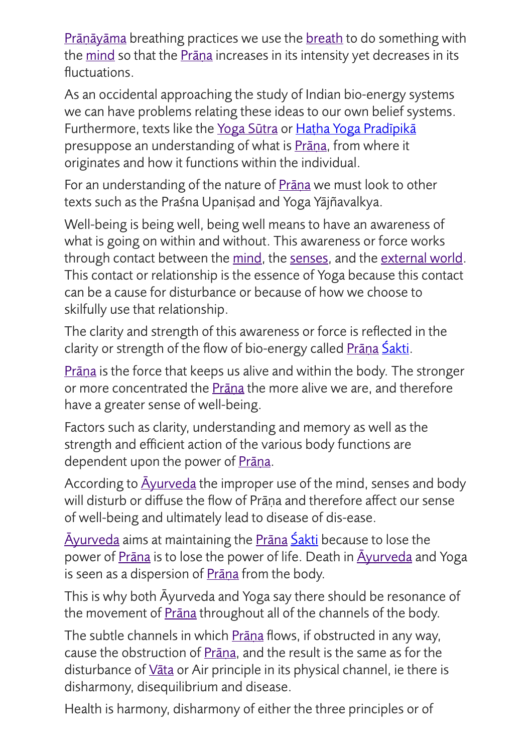Prāṇāyāma breathing practices we use the breath to do something with the mind so that the Prāṇa increases in its intensity yet decreases in its fluctuations.

As an occidental approaching the study of Indian bio-energy systems we can have problems relating these ideas to our own belief systems. Furthermore, texts like the Yoga Sūtra or Haṭha Yoga Pradīpikā presuppose an understanding of what is Prāṇa, from where it originates and how it functions within the individual.

For an understanding of the nature of Prāṇa we must look to other texts such as the Praśna Upaniṣad and Yoga Yājñavalkya.

Well-being is being well, being well means to have an awareness of what is going on within and without. This awareness or force works through contact between the mind, the senses, and the external world. This contact or relationship is the essence of Yoga because this contact can be a cause for disturbance or because of how we choose to skilfully use that relationship.

The clarity and strength of this awareness or force is reflected in the clarity or strength of the flow of bio-energy called Prāṇa Śakti.

Prāṇa is the force that keeps us alive and within the body. The stronger or more concentrated the Prāṇa the more alive we are, and therefore have a greater sense of well-being.

Factors such as clarity, understanding and memory as well as the strength and efficient action of the various body functions are dependent upon the power of Prāṇa.

According to Āyurveda the improper use of the mind, senses and body will disturb or diffuse the flow of Prāṇa and therefore affect our sense of well-being and ultimately lead to disease of dis-ease.

Āyurveda aims at maintaining the Prāna Śakti because to lose the power of Prāna is to lose the power of life. Death in Āyurveda and Yoga is seen as a dispersion of Prāṇa from the body.

This is why both Āyurveda and Yoga say there should be resonance of the movement of Prāna throughout all of the channels of the body.

The subtle channels in which Prāṇa flows, if obstructed in any way, cause the obstruction of Prāṇa, and the result is the same as for the disturbance of Vāta or Air principle in its physical channel, ie there is disharmony, disequilibrium and disease.

Health is harmony, disharmony of either the three principles or of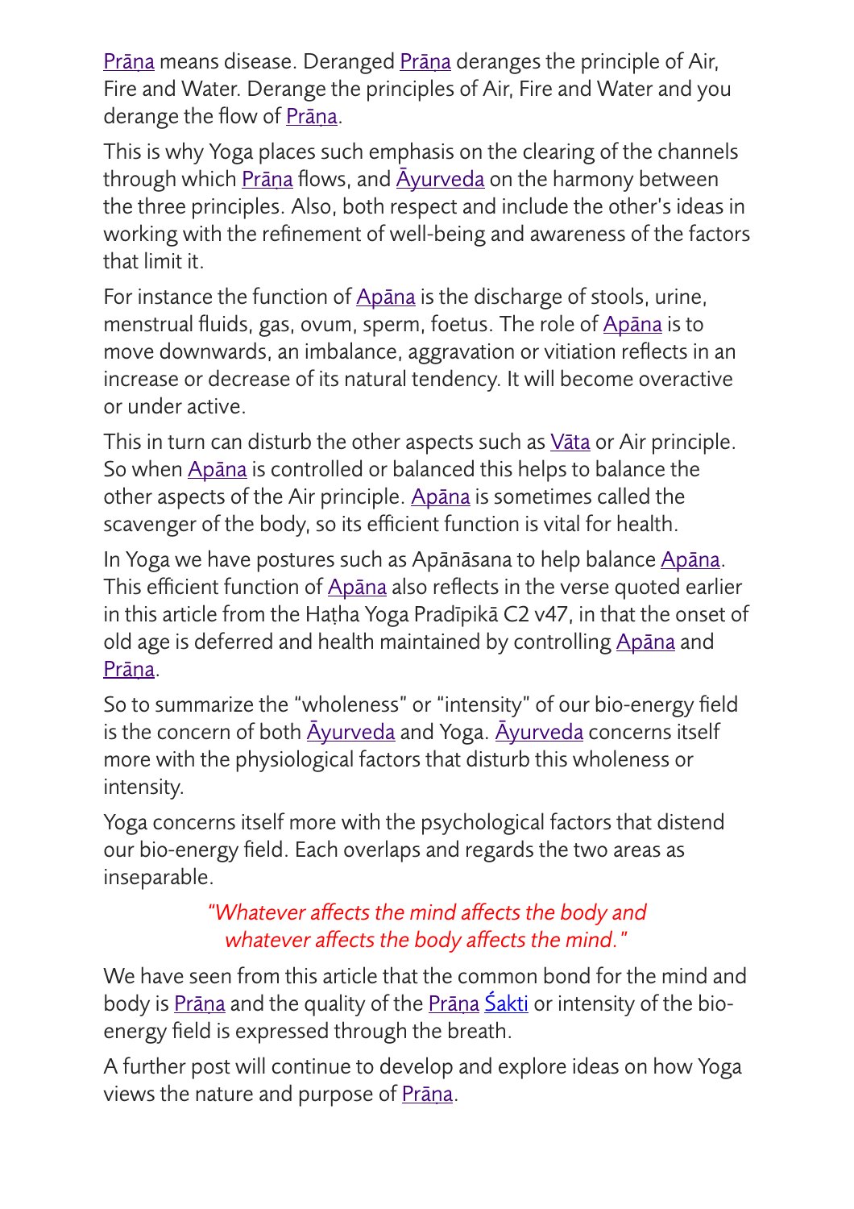Prāṇa means disease. Deranged Prāṇa deranges the principle of Air, Fire and Water. Derange the principles of Air, Fire and Water and you derange the flow of Prāṇa.

This is why Yoga places such emphasis on the clearing of the channels through which Prāṇa flows, and Āyurveda on the harmony between the three principles. Also, both respect and include the other's ideas in working with the refinement of well-being and awareness of the factors that limit it.

For instance the function of Apāna is the discharge of stools, urine, menstrual fluids, gas, ovum, sperm, foetus. The role of Apāna is to move downwards, an imbalance, aggravation or vitiation reflects in an increase or decrease of its natural tendency. It will become overactive or under active.

This in turn can disturb the other aspects such as Vāta or Air principle. So when Apāna is controlled or balanced this helps to balance the other aspects of the Air principle. Apāna is sometimes called the scavenger of the body, so its efficient function is vital for health.

In Yoga we have postures such as Apānāsana to help balance Apāna. This efficient function of Apāna also reflects in the verse quoted earlier in this article from the Haṭha Yoga Pradīpikā C2 v47, in that the onset of old age is deferred and health maintained by controlling Apāna and Prāṇa.

So to summarize the "wholeness" or "intensity" of our bio-energy field is the concern of both Āyurveda and Yoga. Āyurveda concerns itself more with the physiological factors that disturb this wholeness or intensity.

Yoga concerns itself more with the psychological factors that distend our bio-energy field. Each overlaps and regards the two areas as inseparable.

*"Whatever affects the mind affects the body and whatever affects the body affects the mind."*

We have seen from this article that the common bond for the mind and body is Prāṇa and the quality of the Prāṇa Śakti or intensity of the bio-energy field is expressed through the breath.

A further post will continue to develop and explore ideas on how Yoga views the nature and purpose of Prāṇa.